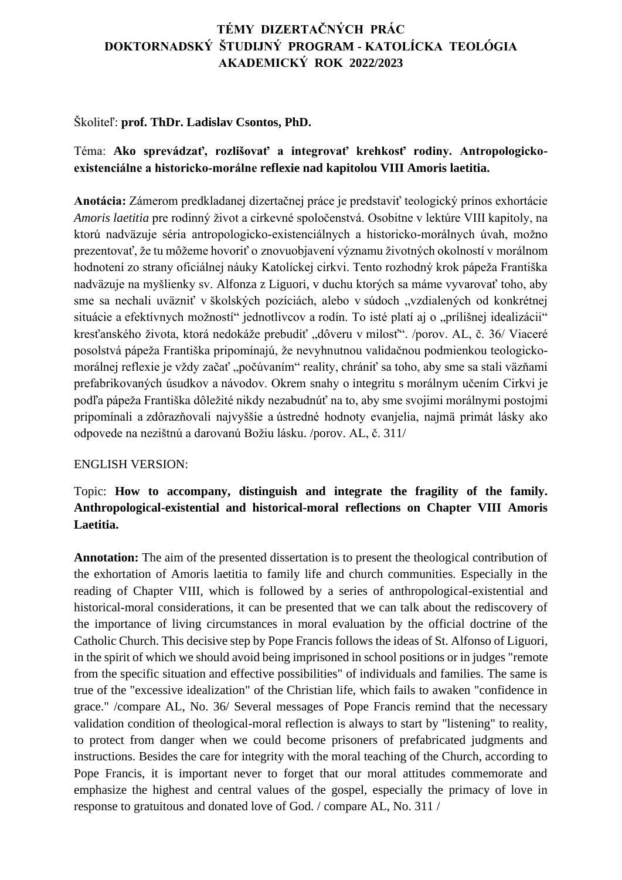# TÉMY DIZERTAČNÝCH PRÁC
# DOKTORNADSKÝ ŠTUDIJNÝ PROGRAM - KATOLÍCKA TEOLÓGIA
# AKADEMICKÝ ROK 2022/2023

Školiteľ: **prof. ThDr. Ladislav Csontos, PhD.**

Téma: **Ako sprevádzať, rozlišovať a integrovať krehkosť rodiny. Antropologicko-existenciálne a historicko-morálne reflexie nad kapitolou VIII Amoris laetitia.**

**Anotácia:** Zámerom predkladanej dizertačnej práce je predstaviť teologický prínos exhortácie *Amoris laetitia* pre rodinný život a cirkevné spoločenstvá. Osobitne v lektúre VIII kapitoly, na ktorú nadväzuje séria antropologicko-existenciálnych a historicko-morálnych úvah, možno prezentovať, že tu môžeme hovoriť o znovuobjavení významu životných okolností v morálnom hodnotení zo strany oficiálnej náuky Katolíckej cirkvi. Tento rozhodný krok pápeža Františka nadväzuje na myšlienky sv. Alfonza z Liguori, v duchu ktorých sa máme vyvarovať toho, aby sme sa nechali uväzniť v školských pozíciách, alebo v súdoch „vzdialených od konkrétnej situácie a efektívnych možností" jednotlivcov a rodín. To isté platí aj o „prílišnej idealizácii" kresťanského života, ktorá nedokáže prebudiť „dôveru v milosť". /porov. AL, č. 36/ Viaceré posolstvá pápeža Františka pripomínajú, že nevyhnutnou validačnou podmienkou teologicko-morálnej reflexie je vždy začať „počúvaním" reality, chrániť sa toho, aby sme sa stali väzňami prefabrikovaných úsudkov a návodov. Okrem snahy o integritu s morálnym učením Cirkvi je podľa pápeža Františka dôležité nikdy nezabudnúť na to, aby sme svojimi morálnymi postojmi pripomínali a zdôrazňovali najvyššie a ústredné hodnoty evanjelia, najmä primát lásky ako odpovede na nezištnú a darovanú Božiu lásku. /porov. AL, č. 311/

ENGLISH VERSION:

Topic: **How to accompany, distinguish and integrate the fragility of the family. Anthropological-existential and historical-moral reflections on Chapter VIII Amoris Laetitia.**

**Annotation:** The aim of the presented dissertation is to present the theological contribution of the exhortation of Amoris laetitia to family life and church communities. Especially in the reading of Chapter VIII, which is followed by a series of anthropological-existential and historical-moral considerations, it can be presented that we can talk about the rediscovery of the importance of living circumstances in moral evaluation by the official doctrine of the Catholic Church. This decisive step by Pope Francis follows the ideas of St. Alfonso of Liguori, in the spirit of which we should avoid being imprisoned in school positions or in judges "remote from the specific situation and effective possibilities" of individuals and families. The same is true of the "excessive idealization" of the Christian life, which fails to awaken "confidence in grace." /compare AL, No. 36/ Several messages of Pope Francis remind that the necessary validation condition of theological-moral reflection is always to start by "listening" to reality, to protect from danger when we could become prisoners of prefabricated judgments and instructions. Besides the care for integrity with the moral teaching of the Church, according to Pope Francis, it is important never to forget that our moral attitudes commemorate and emphasize the highest and central values of the gospel, especially the primacy of love in response to gratuitous and donated love of God. / compare AL, No. 311 /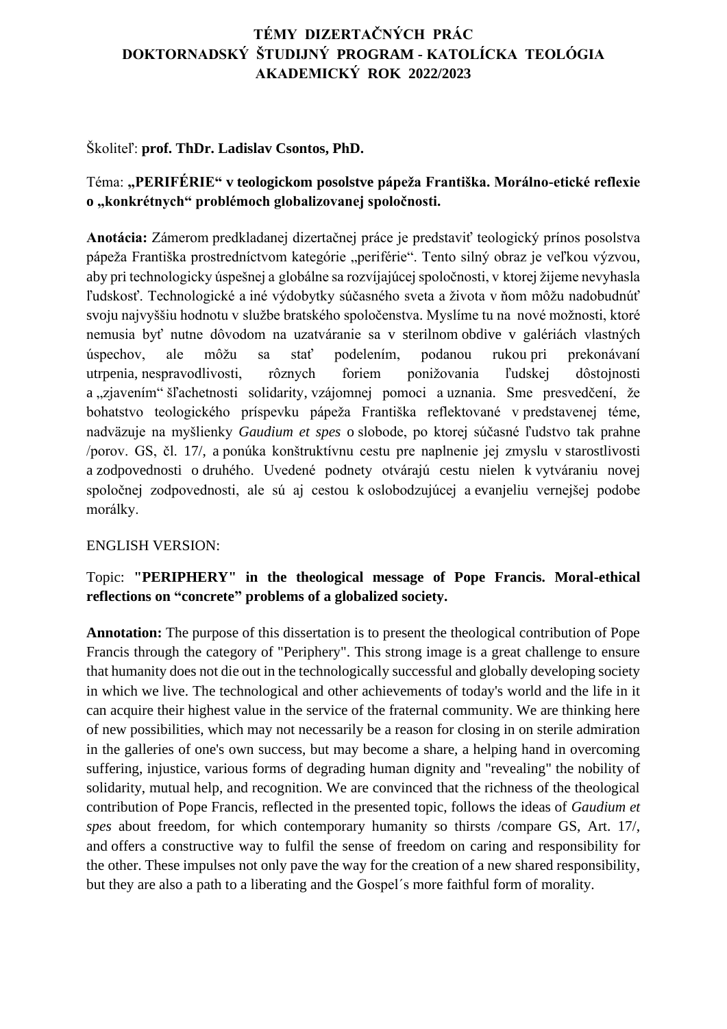# TÉMY DIZERTAČNÝCH PRÁC
# DOKTORNADSKÝ ŠTUDIJNÝ PROGRAM - KATOLÍCKA TEOLÓGIA
# AKADEMICKÝ ROK 2022/2023

Školiteľ: **prof. ThDr. Ladislav Csontos, PhD.**

Téma: **„PERIFÉRIE" v teologickom posolstve pápeža Františka. Morálno-etické reflexie o „konkrétnych" problémoch globalizovanej spoločnosti.**

**Anotácia:** Zámerom predkladanej dizertačnej práce je predstaviť teologický prínos posolstva pápeža Františka prostredníctvom kategórie „periférie". Tento silný obraz je veľkou výzvou, aby pri technologicky úspešnej a globálne sa rozvíjajúcej spoločnosti, v ktorej žijeme nevyhasla ľudskosť. Technologické a iné výdobytky súčasného sveta a života v ňom môžu nadobudnúť svoju najvyššiu hodnotu v službe bratského spoločenstva. Myslíme tu na nové možnosti, ktoré nemusia byť nutne dôvodom na uzatváranie sa v sterilnom obdive v galériách vlastných úspechov, ale môžu sa stať podelením, podanou rukou pri prekonávaní utrpenia, nespravodlivosti, rôznych foriem ponižovania ľudskej dôstojnosti a „zjavením" šľachetnosti solidarity, vzájomnej pomoci a uznania. Sme presvedčení, že bohatstvo teologického príspevku pápeža Františka reflektované v predstavenej téme, nadväzuje na myšlienky *Gaudium et spes* o slobode, po ktorej súčasné ľudstvo tak prahne /porov. GS, čl. 17/, a ponúka konštruktívnu cestu pre naplnenie jej zmyslu v starostlivosti a zodpovednosti o druhého. Uvedené podnety otvárajú cestu nielen k vytváraniu novej spoločnej zodpovednosti, ale sú aj cestou k oslobodzujúcej a evanjeliu vernejšej podobe morálky.

ENGLISH VERSION:

Topic: **"PERIPHERY" in the theological message of Pope Francis. Moral-ethical reflections on "concrete" problems of a globalized society.**

**Annotation:** The purpose of this dissertation is to present the theological contribution of Pope Francis through the category of "Periphery". This strong image is a great challenge to ensure that humanity does not die out in the technologically successful and globally developing society in which we live. The technological and other achievements of today's world and the life in it can acquire their highest value in the service of the fraternal community. We are thinking here of new possibilities, which may not necessarily be a reason for closing in on sterile admiration in the galleries of one's own success, but may become a share, a helping hand in overcoming suffering, injustice, various forms of degrading human dignity and "revealing" the nobility of solidarity, mutual help, and recognition. We are convinced that the richness of the theological contribution of Pope Francis, reflected in the presented topic, follows the ideas of *Gaudium et spes* about freedom, for which contemporary humanity so thirsts /compare GS, Art. 17/, and offers a constructive way to fulfil the sense of freedom on caring and responsibility for the other. These impulses not only pave the way for the creation of a new shared responsibility, but they are also a path to a liberating and the Gospel´s more faithful form of morality.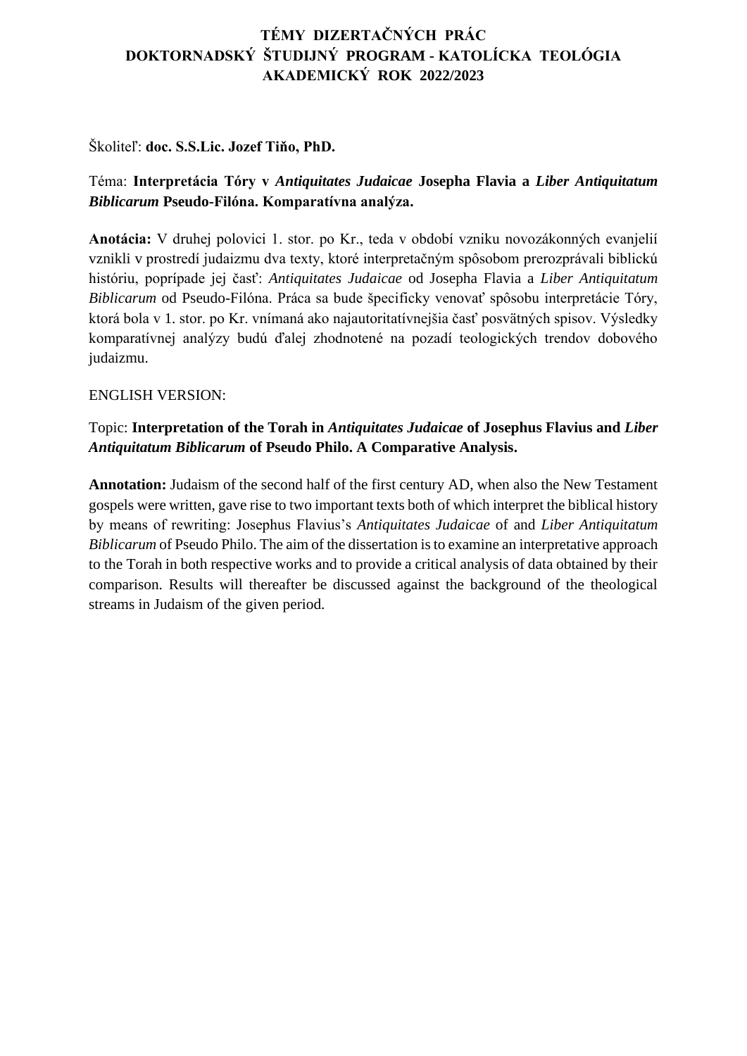**TÉMY DIZERTAČNÝCH PRÁC**
**DOKTORNADSKÝ ŠTUDIJNÝ PROGRAM - KATOLÍCKA TEOLÓGIA**
**AKADEMICKÝ ROK 2022/2023**

Školiteľ: **doc. S.S.Lic. Jozef Tiňo, PhD.**

Téma: **Interpretácia Tóry v *Antiquitates Judaicae* Josepha Flavia a *Liber Antiquitatum Biblicarum* Pseudo-Filóna. Komparatívna analýza.**

**Anotácia:** V druhej polovici 1. stor. po Kr., teda v období vzniku novozákonných evanjelií vznikli v prostredí judaizmu dva texty, ktoré interpretačným spôsobom prerozprávali biblickú históriu, poprípade jej časť: *Antiquitates Judaicae* od Josepha Flavia a *Liber Antiquitatum Biblicarum* od Pseudo-Filóna. Práca sa bude špecificky venovať spôsobu interpretácie Tóry, ktorá bola v 1. stor. po Kr. vnímaná ako najautoritatívnejšia časť posvätných spisov. Výsledky komparatívnej analýzy budú ďalej zhodnotené na pozadí teologických trendov dobového judaizmu.

ENGLISH VERSION:

Topic: **Interpretation of the Torah in *Antiquitates Judaicae* of Josephus Flavius and *Liber Antiquitatum Biblicarum* of Pseudo Philo. A Comparative Analysis.**

**Annotation:** Judaism of the second half of the first century AD, when also the New Testament gospels were written, gave rise to two important texts both of which interpret the biblical history by means of rewriting: Josephus Flavius's *Antiquitates Judaicae* of and *Liber Antiquitatum Biblicarum* of Pseudo Philo. The aim of the dissertation is to examine an interpretative approach to the Torah in both respective works and to provide a critical analysis of data obtained by their comparison. Results will thereafter be discussed against the background of the theological streams in Judaism of the given period.